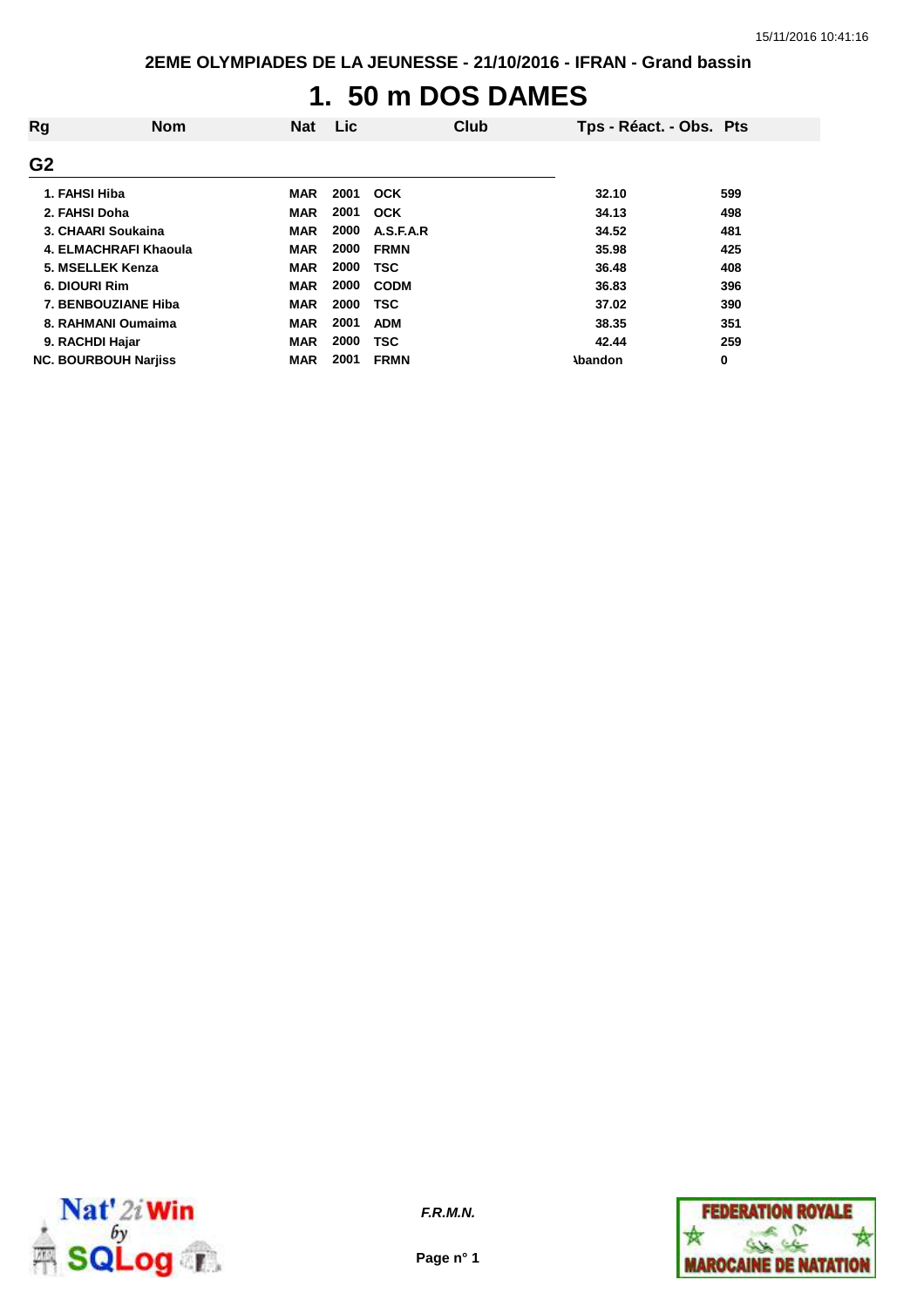2EME OLYMPIADES DE LA JEUNESSE - 21/10/2016 - IFRAN - Grand bassin

# 1. 50 m DOS DAMES

| Rg | Nom | Nat | Lic | Club | Tps - Réact. - Obs. | Pts |
|---|---|---|---|---|---|---|
| **G2** | | | | | | |
| 1. | FAHSI Hiba | MAR | 2001 | OCK | 32.10 | 599 |
| 2. | FAHSI Doha | MAR | 2001 | OCK | 34.13 | 498 |
| 3. | CHAARI Soukaina | MAR | 2000 | A.S.F.A.R | 34.52 | 481 |
| 4. | ELMACHRAFI Khaoula | MAR | 2000 | FRMN | 35.98 | 425 |
| 5. | MSELLEK Kenza | MAR | 2000 | TSC | 36.48 | 408 |
| 6. | DIOURI Rim | MAR | 2000 | CODM | 36.83 | 396 |
| 7. | BENBOUZIANE Hiba | MAR | 2000 | TSC | 37.02 | 390 |
| 8. | RAHMANI Oumaima | MAR | 2001 | ADM | 38.35 | 351 |
| 9. | RACHDI Hajar | MAR | 2000 | TSC | 42.44 | 259 |
| NC. | BOURBOUH Narjiss | MAR | 2001 | FRMN | Abandon | 0 |

*F.R.M.N.*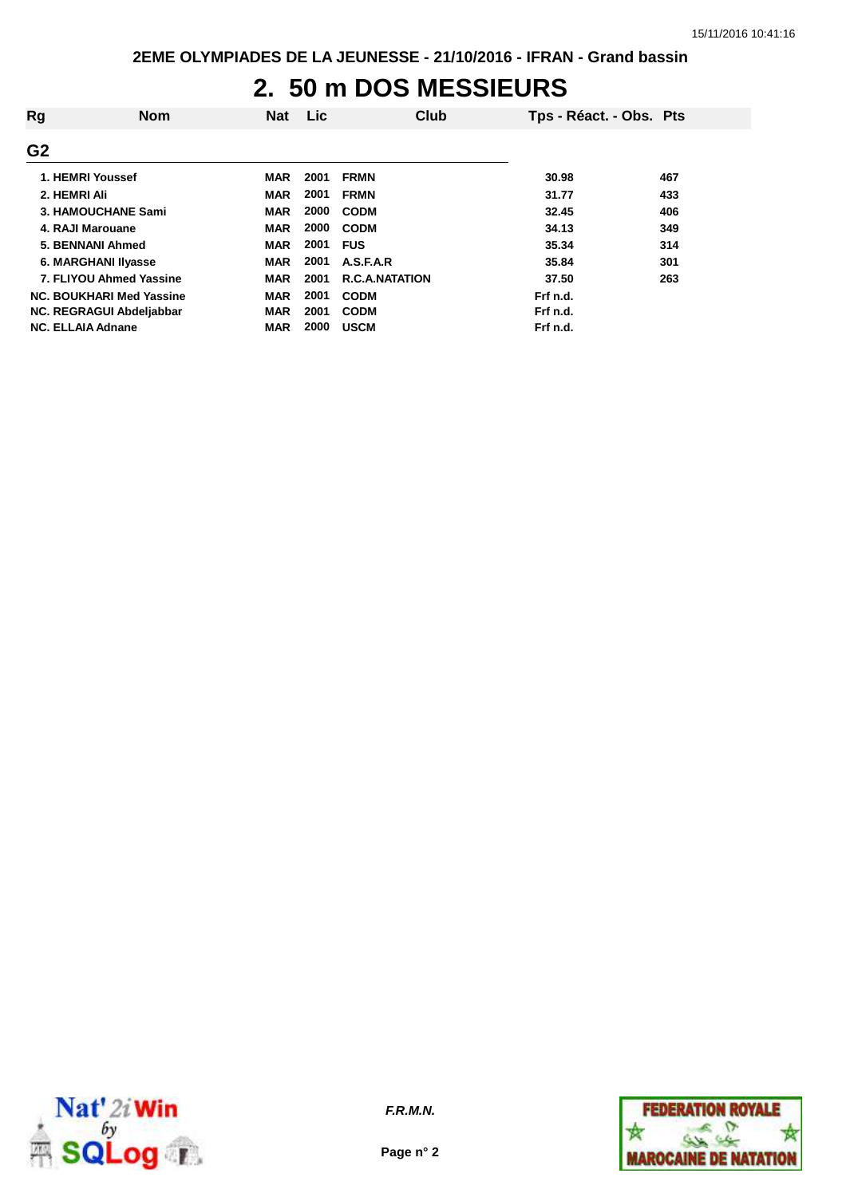# 2. 50 m DOS MESSIEURS

| Rg | Nom | Nat | Lic | Club | Tps - Réact. - Obs. | Pts |
|---|---|---|---|---|---|---|
| **G2** | | | | | | |
| 1. | HEMRI Youssef | MAR | 2001 | FRMN | 30.98 | 467 |
| 2. | HEMRI Ali | MAR | 2001 | FRMN | 31.77 | 433 |
| 3. | HAMOUCHANE Sami | MAR | 2000 | CODM | 32.45 | 406 |
| 4. | RAJI Marouane | MAR | 2000 | CODM | 34.13 | 349 |
| 5. | BENNANI Ahmed | MAR | 2001 | FUS | 35.34 | 314 |
| 6. | MARGHANI Ilyasse | MAR | 2001 | A.S.F.A.R | 35.84 | 301 |
| 7. | FLIYOU Ahmed Yassine | MAR | 2001 | R.C.A.NATATION | 37.50 | 263 |
| NC. | BOUKHARI Med Yassine | MAR | 2001 | CODM | Frf n.d. | |
| NC. | REGRAGUI Abdeljabbar | MAR | 2001 | CODM | Frf n.d. | |
| NC. | ELLAIA Adnane | MAR | 2000 | USCM | Frf n.d. | |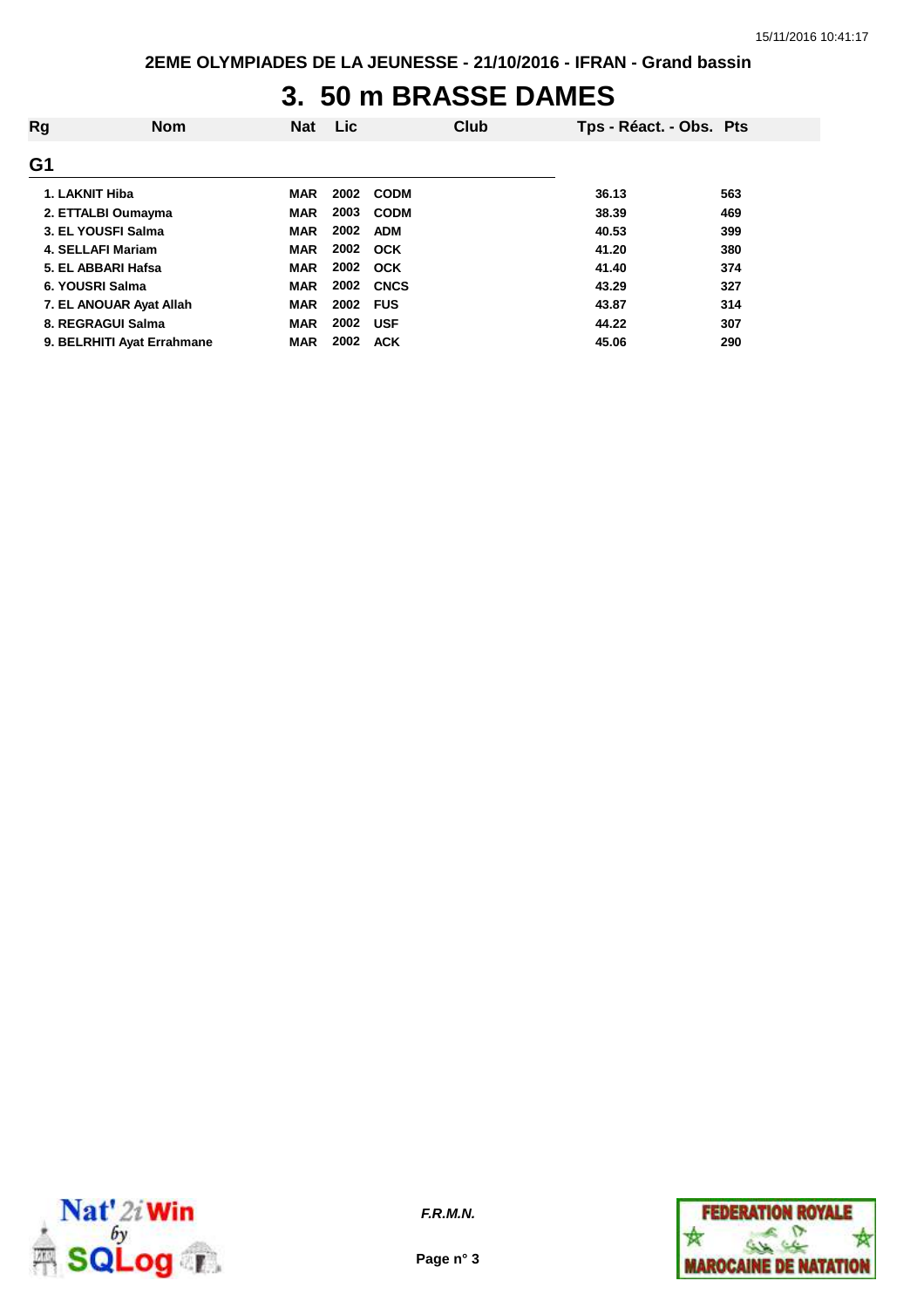2EME OLYMPIADES DE LA JEUNESSE - 21/10/2016 - IFRAN - Grand bassin

# 3. 50 m BRASSE DAMES

| Rg | Nom | Nat | Lic | Club | Tps - Réact. - Obs. | Pts |
|---|---|---|---|---|---|---|
| **G1** | | | | | | |
| 1. | LAKNIT Hiba | MAR | 2002 | CODM | 36.13 | 563 |
| 2. | ETTALBI Oumayma | MAR | 2003 | CODM | 38.39 | 469 |
| 3. | EL YOUSFI Salma | MAR | 2002 | ADM | 40.53 | 399 |
| 4. | SELLAFI Mariam | MAR | 2002 | OCK | 41.20 | 380 |
| 5. | EL ABBARI Hafsa | MAR | 2002 | OCK | 41.40 | 374 |
| 6. | YOUSRI Salma | MAR | 2002 | CNCS | 43.29 | 327 |
| 7. | EL ANOUAR Ayat Allah | MAR | 2002 | FUS | 43.87 | 314 |
| 8. | REGRAGUI Salma | MAR | 2002 | USF | 44.22 | 307 |
| 9. | BELRHITI Ayat Errahmane | MAR | 2002 | ACK | 45.06 | 290 |

*F.R.M.N.*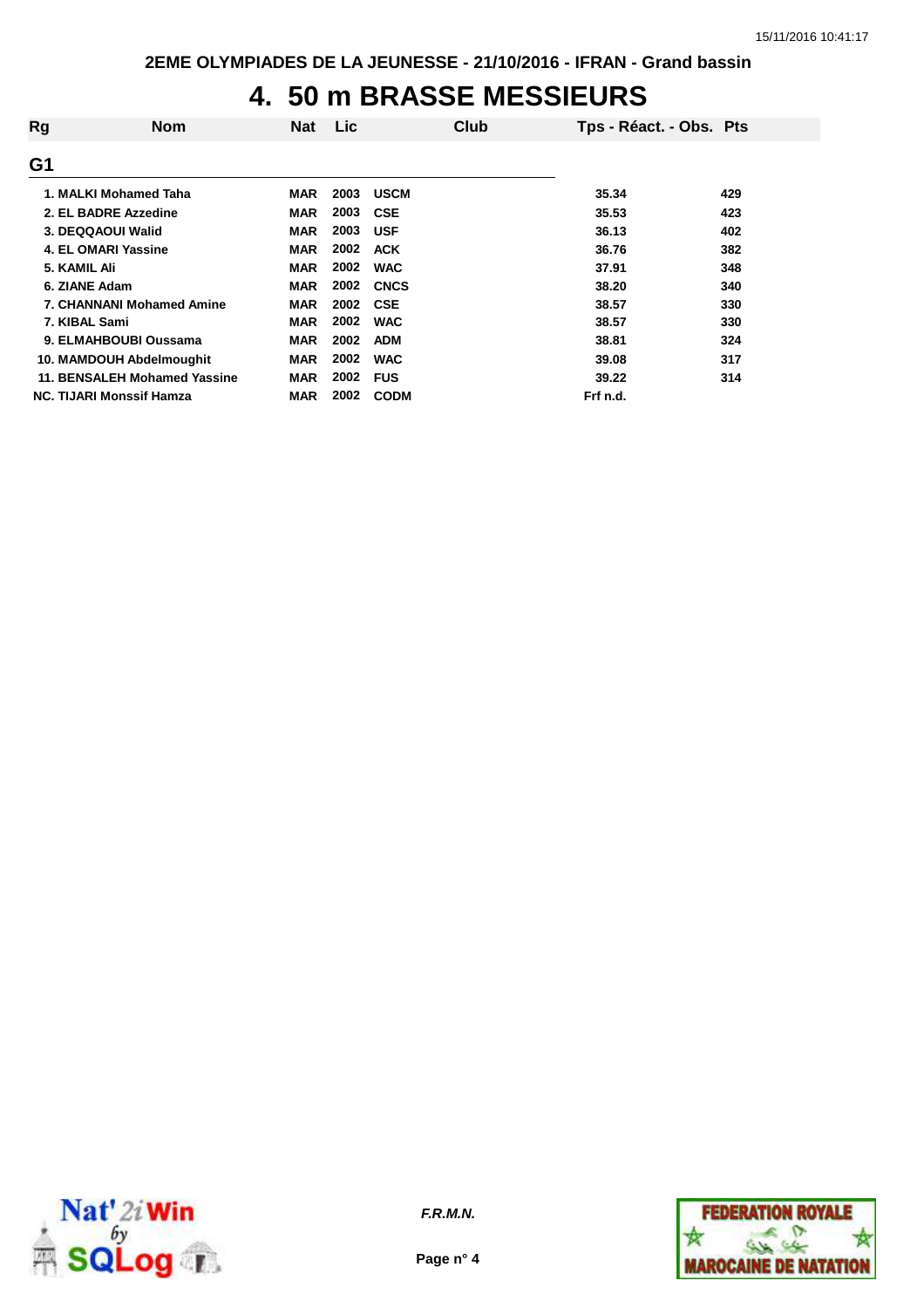2EME OLYMPIADES DE LA JEUNESSE - 21/10/2016 - IFRAN - Grand bassin

# 4. 50 m BRASSE MESSIEURS

| Rg | Nom | Nat | Lic | Club | Tps - Réact. - Obs. | Pts |
|---|---|---|---|---|---|---|
| **G1** | | | | | | |
| 1. | MALKI Mohamed Taha | MAR | 2003 | USCM | 35.34 | 429 |
| 2. | EL BADRE Azzedine | MAR | 2003 | CSE | 35.53 | 423 |
| 3. | DEQQAOUI Walid | MAR | 2003 | USF | 36.13 | 402 |
| 4. | EL OMARI Yassine | MAR | 2002 | ACK | 36.76 | 382 |
| 5. | KAMIL Ali | MAR | 2002 | WAC | 37.91 | 348 |
| 6. | ZIANE Adam | MAR | 2002 | CNCS | 38.20 | 340 |
| 7. | CHANNANI Mohamed Amine | MAR | 2002 | CSE | 38.57 | 330 |
| 7. | KIBAL Sami | MAR | 2002 | WAC | 38.57 | 330 |
| 9. | ELMAHBOUBI Oussama | MAR | 2002 | ADM | 38.81 | 324 |
| 10. | MAMDOUH Abdelmoughit | MAR | 2002 | WAC | 39.08 | 317 |
| 11. | BENSALEH Mohamed Yassine | MAR | 2002 | FUS | 39.22 | 314 |
| NC. | TIJARI Monssif Hamza | MAR | 2002 | CODM | Frf n.d. | |

*F.R.M.N.*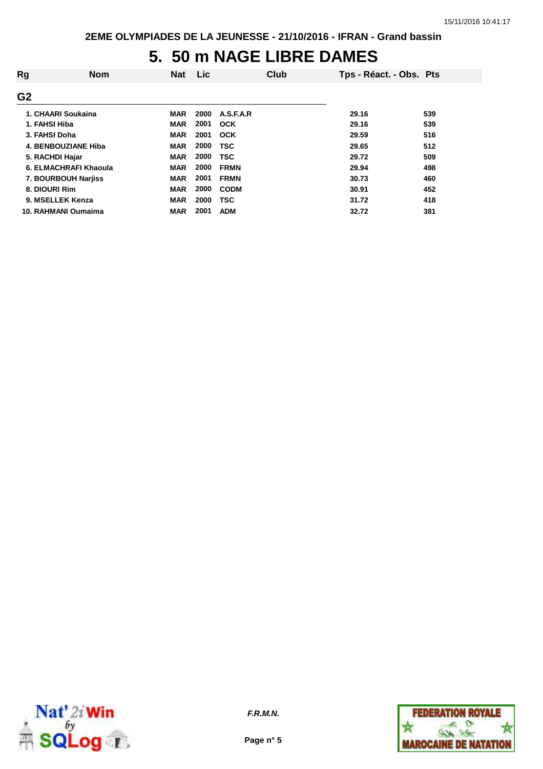# 5. 50 m NAGE LIBRE DAMES

| Rg | Nom | Nat | Lic | Club | Tps - Réact. - Obs. | Pts |
|---|---|---|---|---|---|---|
| **G2** | | | | | | |
| 1. | CHAARI Soukaina | MAR | 2000 | A.S.F.A.R | 29.16 | 539 |
| 1. | FAHSI Hiba | MAR | 2001 | OCK | 29.16 | 539 |
| 3. | FAHSI Doha | MAR | 2001 | OCK | 29.59 | 516 |
| 4. | BENBOUZIANE Hiba | MAR | 2000 | TSC | 29.65 | 512 |
| 5. | RACHDI Hajar | MAR | 2000 | TSC | 29.72 | 509 |
| 6. | ELMACHRAFI Khaoula | MAR | 2000 | FRMN | 29.94 | 498 |
| 7. | BOURBOUH Narjiss | MAR | 2001 | FRMN | 30.73 | 460 |
| 8. | DIOURI Rim | MAR | 2000 | CODM | 30.91 | 452 |
| 9. | MSELLEK Kenza | MAR | 2000 | TSC | 31.72 | 418 |
| 10. | RAHMANI Oumaima | MAR | 2001 | ADM | 32.72 | 381 |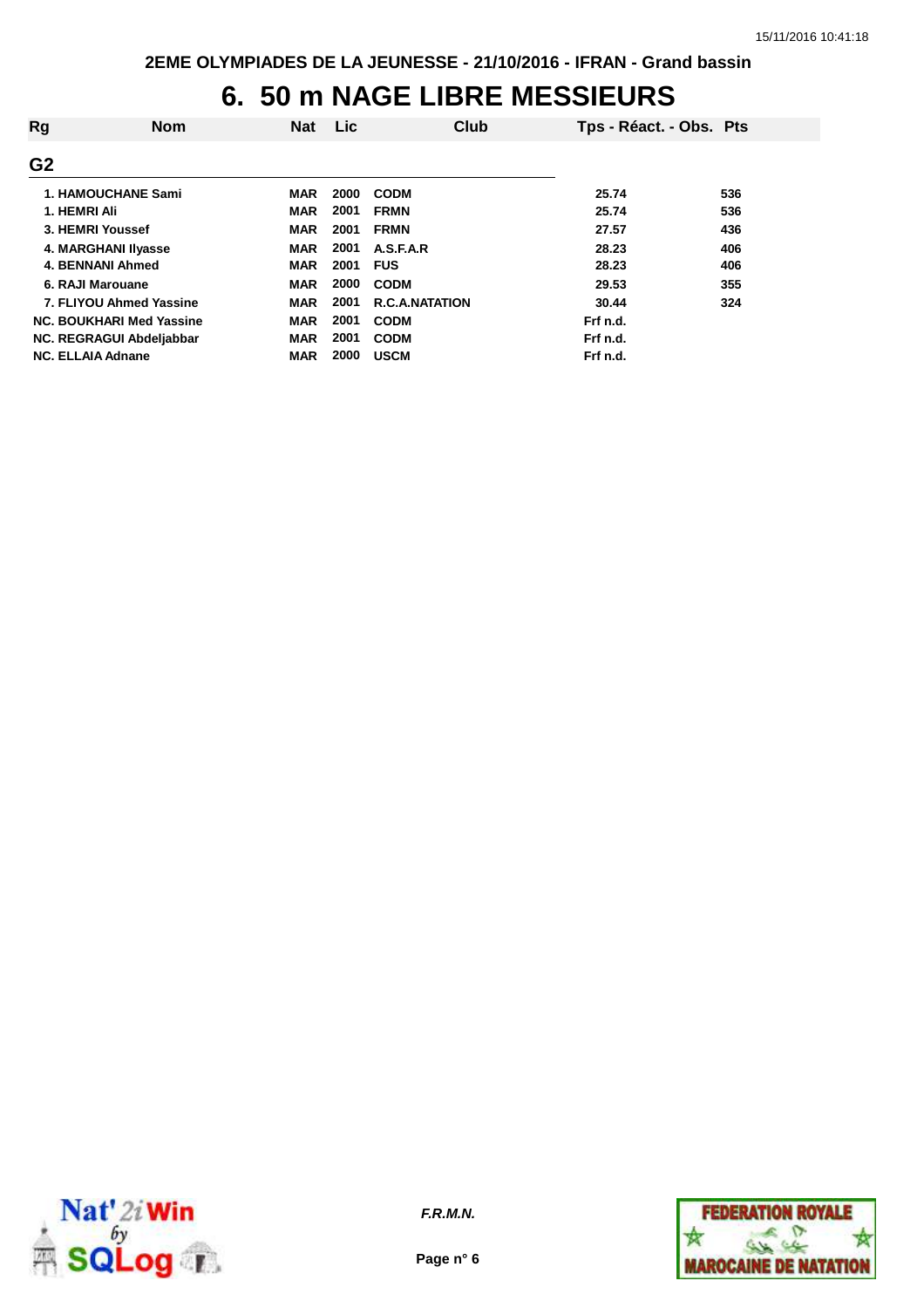2EME OLYMPIADES DE LA JEUNESSE - 21/10/2016 - IFRAN - Grand bassin

# 6. 50 m NAGE LIBRE MESSIEURS

| Rg | Nom | Nat | Lic | Club | Tps - Réact. - Obs. | Pts |
|---|---|---|---|---|---|---|
| **G2** | | | | | | |
| 1. | HAMOUCHANE Sami | MAR | 2000 | CODM | 25.74 | 536 |
| 1. | HEMRI Ali | MAR | 2001 | FRMN | 25.74 | 536 |
| 3. | HEMRI Youssef | MAR | 2001 | FRMN | 27.57 | 436 |
| 4. | MARGHANI Ilyasse | MAR | 2001 | A.S.F.A.R | 28.23 | 406 |
| 4. | BENNANI Ahmed | MAR | 2001 | FUS | 28.23 | 406 |
| 6. | RAJI Marouane | MAR | 2000 | CODM | 29.53 | 355 |
| 7. | FLIYOU Ahmed Yassine | MAR | 2001 | R.C.A.NATATION | 30.44 | 324 |
| NC. | BOUKHARI Med Yassine | MAR | 2001 | CODM | Frf n.d. | |
| NC. | REGRAGUI Abdeljabbar | MAR | 2001 | CODM | Frf n.d. | |
| NC. | ELLAIA Adnane | MAR | 2000 | USCM | Frf n.d. | |

*F.R.M.N.*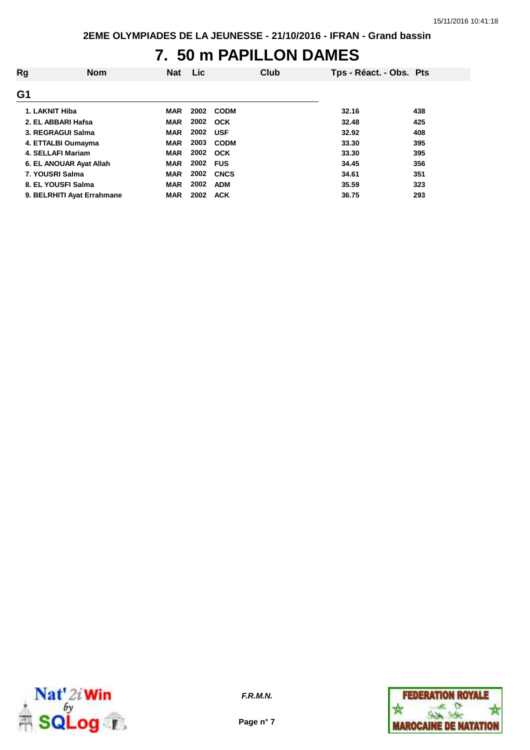2EME OLYMPIADES DE LA JEUNESSE - 21/10/2016 - IFRAN - Grand bassin

# 7. 50 m PAPILLON DAMES

| Rg | Nom | Nat | Lic | Club | Tps - Réact. - Obs. | Pts |
|---|---|---|---|---|---|---|
| **G1** | | | | | | |
| 1. | LAKNIT Hiba | MAR | 2002 | CODM | 32.16 | 438 |
| 2. | EL ABBARI Hafsa | MAR | 2002 | OCK | 32.48 | 425 |
| 3. | REGRAGUI Salma | MAR | 2002 | USF | 32.92 | 408 |
| 4. | ETTALBI Oumayma | MAR | 2003 | CODM | 33.30 | 395 |
| 4. | SELLAFI Mariam | MAR | 2002 | OCK | 33.30 | 395 |
| 6. | EL ANOUAR Ayat Allah | MAR | 2002 | FUS | 34.45 | 356 |
| 7. | YOUSRI Salma | MAR | 2002 | CNCS | 34.61 | 351 |
| 8. | EL YOUSFI Salma | MAR | 2002 | ADM | 35.59 | 323 |
| 9. | BELRHITI Ayat Errahmane | MAR | 2002 | ACK | 36.75 | 293 |

*F.R.M.N.*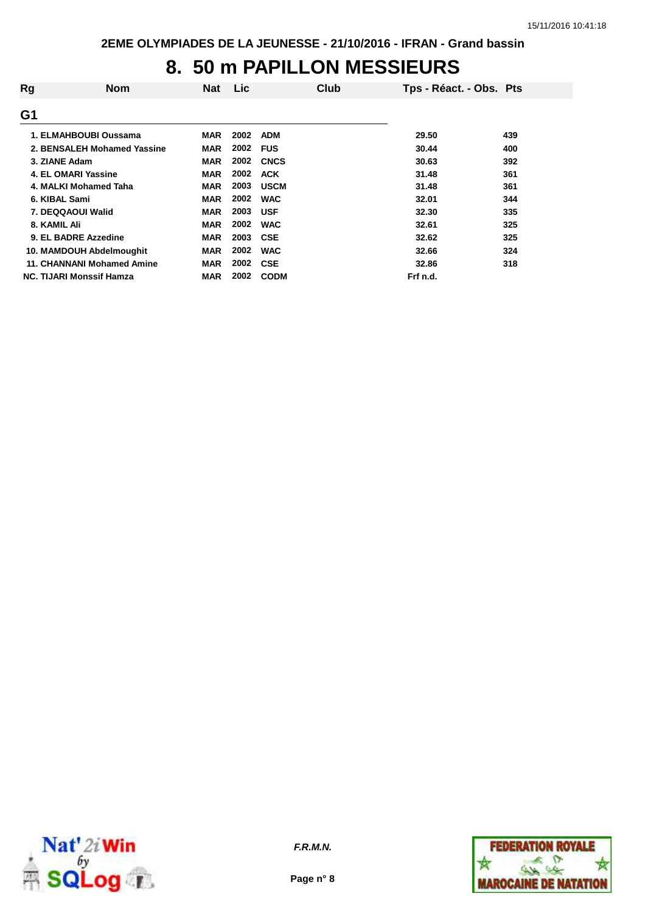2EME OLYMPIADES DE LA JEUNESSE - 21/10/2016 - IFRAN - Grand bassin

# 8. 50 m PAPILLON MESSIEURS

| Rg | Nom | Nat | Lic | Club | Tps - Réact. - Obs. | Pts |
|---|---|---|---|---|---|---|
| **G1** | | | | | | |
| 1. | ELMAHBOUBI Oussama | MAR | 2002 | ADM | 29.50 | 439 |
| 2. | BENSALEH Mohamed Yassine | MAR | 2002 | FUS | 30.44 | 400 |
| 3. | ZIANE Adam | MAR | 2002 | CNCS | 30.63 | 392 |
| 4. | EL OMARI Yassine | MAR | 2002 | ACK | 31.48 | 361 |
| 4. | MALKI Mohamed Taha | MAR | 2003 | USCM | 31.48 | 361 |
| 6. | KIBAL Sami | MAR | 2002 | WAC | 32.01 | 344 |
| 7. | DEQQAOUI Walid | MAR | 2003 | USF | 32.30 | 335 |
| 8. | KAMIL Ali | MAR | 2002 | WAC | 32.61 | 325 |
| 9. | EL BADRE Azzedine | MAR | 2003 | CSE | 32.62 | 325 |
| 10. | MAMDOUH Abdelmoughit | MAR | 2002 | WAC | 32.66 | 324 |
| 11. | CHANNANI Mohamed Amine | MAR | 2002 | CSE | 32.86 | 318 |
| NC. | TIJARI Monssif Hamza | MAR | 2002 | CODM | Frf n.d. | |

*F.R.M.N.*